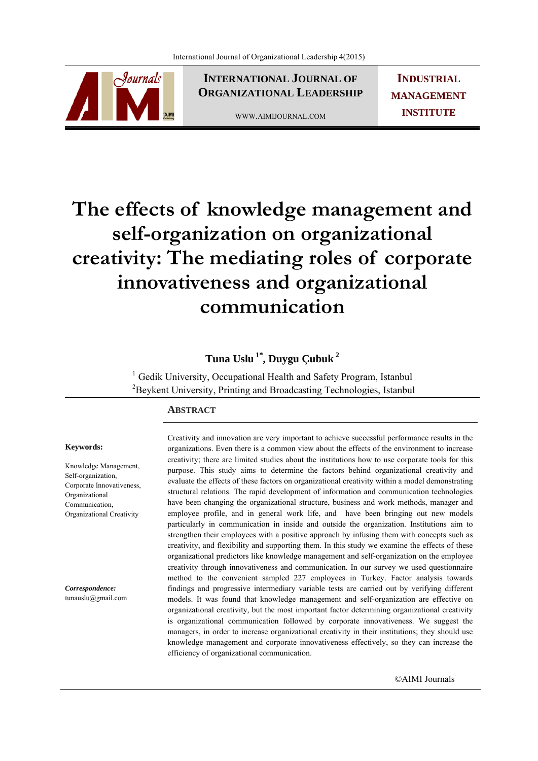# The effects of knowledge management and self-organization on organizational creativity: The mediating roles of corporate innovativeness and organizational communication

**Tuna Uslu [1*], Duygu Çubuk [2]**

[1] Gedik University, Occupational Health and Safety Program, Istanbul
[2] Beykent University, Printing and Broadcasting Technologies, Istanbul

**Keywords:**

Knowledge Management, Self-organization, Corporate Innovativeness, Organizational Communication, Organizational Creativity

***Correspondence:***
tunauslu@gmail.com

## ABSTRACT

Creativity and innovation are very important to achieve successful performance results in the organizations. Even there is a common view about the effects of the environment to increase creativity; there are limited studies about the institutions how to use corporate tools for this purpose. This study aims to determine the factors behind organizational creativity and evaluate the effects of these factors on organizational creativity within a model demonstrating structural relations. The rapid development of information and communication technologies have been changing the organizational structure, business and work methods, manager and employee profile, and in general work life, and have been bringing out new models particularly in communication in inside and outside the organization. Institutions aim to strengthen their employees with a positive approach by infusing them with concepts such as creativity, and flexibility and supporting them. In this study we examine the effects of these organizational predictors like knowledge management and self-organization on the employee creativity through innovativeness and communication. In our survey we used questionnaire method to the convenient sampled 227 employees in Turkey. Factor analysis towards findings and progressive intermediary variable tests are carried out by verifying different models. It was found that knowledge management and self-organization are effective on organizational creativity, but the most important factor determining organizational creativity is organizational communication followed by corporate innovativeness. We suggest the managers, in order to increase organizational creativity in their institutions; they should use knowledge management and corporate innovativeness effectively, so they can increase the efficiency of organizational communication.

©AIMI Journals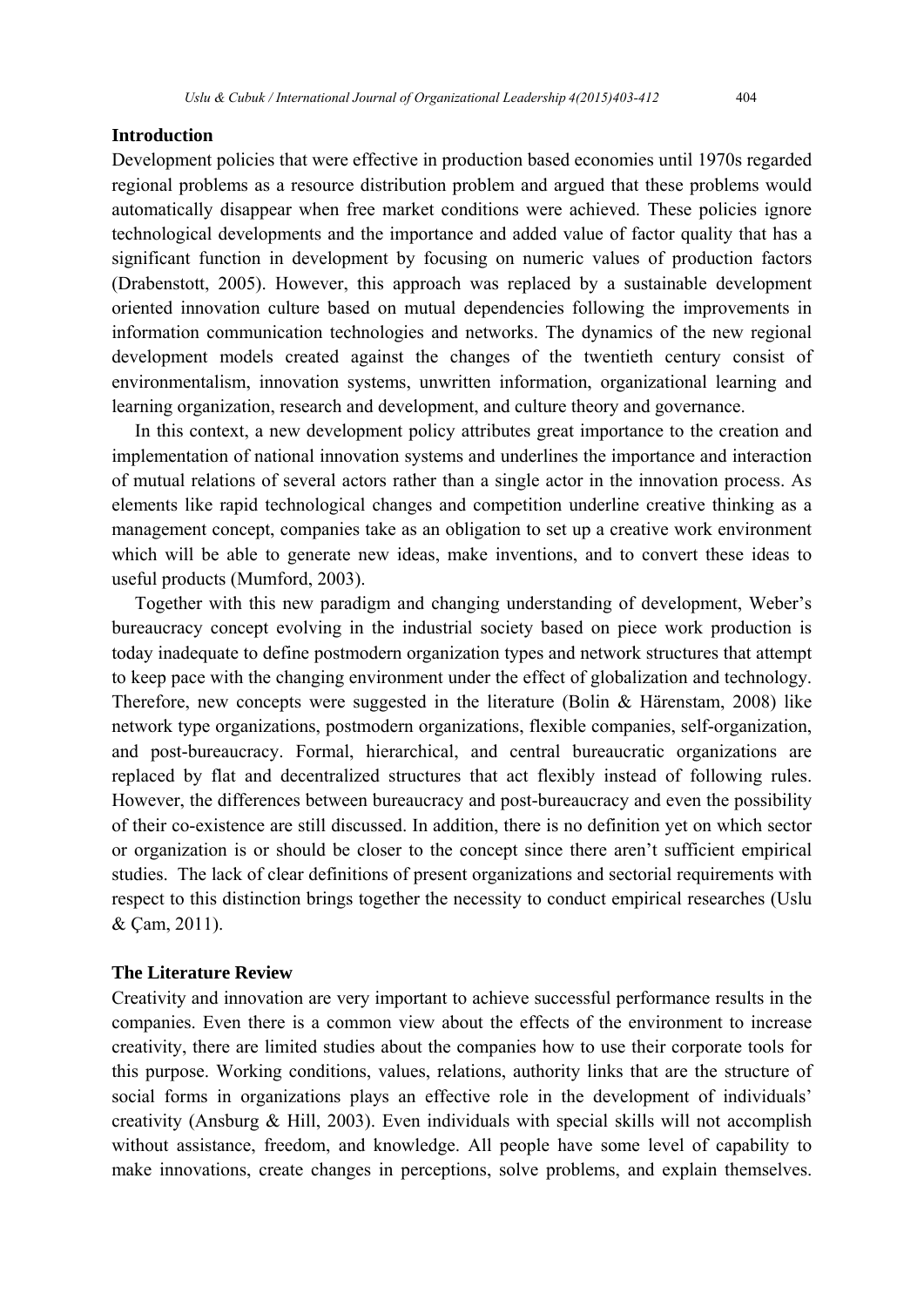## Introduction

Development policies that were effective in production based economies until 1970s regarded regional problems as a resource distribution problem and argued that these problems would automatically disappear when free market conditions were achieved. These policies ignore technological developments and the importance and added value of factor quality that has a significant function in development by focusing on numeric values of production factors (Drabenstott, 2005). However, this approach was replaced by a sustainable development oriented innovation culture based on mutual dependencies following the improvements in information communication technologies and networks. The dynamics of the new regional development models created against the changes of the twentieth century consist of environmentalism, innovation systems, unwritten information, organizational learning and learning organization, research and development, and culture theory and governance.

In this context, a new development policy attributes great importance to the creation and implementation of national innovation systems and underlines the importance and interaction of mutual relations of several actors rather than a single actor in the innovation process. As elements like rapid technological changes and competition underline creative thinking as a management concept, companies take as an obligation to set up a creative work environment which will be able to generate new ideas, make inventions, and to convert these ideas to useful products (Mumford, 2003).

Together with this new paradigm and changing understanding of development, Weber's bureaucracy concept evolving in the industrial society based on piece work production is today inadequate to define postmodern organization types and network structures that attempt to keep pace with the changing environment under the effect of globalization and technology. Therefore, new concepts were suggested in the literature (Bolin & Härenstam, 2008) like network type organizations, postmodern organizations, flexible companies, self-organization, and post-bureaucracy. Formal, hierarchical, and central bureaucratic organizations are replaced by flat and decentralized structures that act flexibly instead of following rules. However, the differences between bureaucracy and post-bureaucracy and even the possibility of their co-existence are still discussed. In addition, there is no definition yet on which sector or organization is or should be closer to the concept since there aren't sufficient empirical studies. The lack of clear definitions of present organizations and sectorial requirements with respect to this distinction brings together the necessity to conduct empirical researches (Uslu & Çam, 2011).

## The Literature Review

Creativity and innovation are very important to achieve successful performance results in the companies. Even there is a common view about the effects of the environment to increase creativity, there are limited studies about the companies how to use their corporate tools for this purpose. Working conditions, values, relations, authority links that are the structure of social forms in organizations plays an effective role in the development of individuals' creativity (Ansburg & Hill, 2003). Even individuals with special skills will not accomplish without assistance, freedom, and knowledge. All people have some level of capability to make innovations, create changes in perceptions, solve problems, and explain themselves.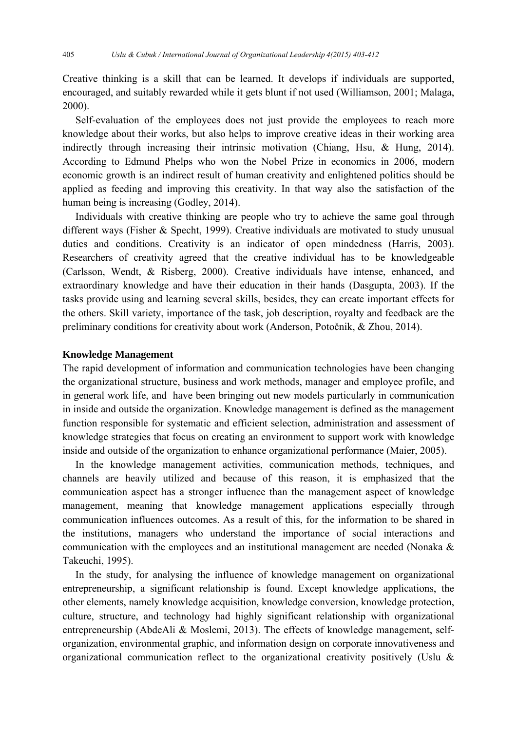Creative thinking is a skill that can be learned. It develops if individuals are supported, encouraged, and suitably rewarded while it gets blunt if not used (Williamson, 2001; Malaga, 2000).

Self-evaluation of the employees does not just provide the employees to reach more knowledge about their works, but also helps to improve creative ideas in their working area indirectly through increasing their intrinsic motivation (Chiang, Hsu, & Hung, 2014). According to Edmund Phelps who won the Nobel Prize in economics in 2006, modern economic growth is an indirect result of human creativity and enlightened politics should be applied as feeding and improving this creativity. In that way also the satisfaction of the human being is increasing (Godley, 2014).

Individuals with creative thinking are people who try to achieve the same goal through different ways (Fisher & Specht, 1999). Creative individuals are motivated to study unusual duties and conditions. Creativity is an indicator of open mindedness (Harris, 2003). Researchers of creativity agreed that the creative individual has to be knowledgeable (Carlsson, Wendt, & Risberg, 2000). Creative individuals have intense, enhanced, and extraordinary knowledge and have their education in their hands (Dasgupta, 2003). If the tasks provide using and learning several skills, besides, they can create important effects for the others. Skill variety, importance of the task, job description, royalty and feedback are the preliminary conditions for creativity about work (Anderson, Potočnik, & Zhou, 2014).

## Knowledge Management

The rapid development of information and communication technologies have been changing the organizational structure, business and work methods, manager and employee profile, and in general work life, and have been bringing out new models particularly in communication in inside and outside the organization. Knowledge management is defined as the management function responsible for systematic and efficient selection, administration and assessment of knowledge strategies that focus on creating an environment to support work with knowledge inside and outside of the organization to enhance organizational performance (Maier, 2005).

In the knowledge management activities, communication methods, techniques, and channels are heavily utilized and because of this reason, it is emphasized that the communication aspect has a stronger influence than the management aspect of knowledge management, meaning that knowledge management applications especially through communication influences outcomes. As a result of this, for the information to be shared in the institutions, managers who understand the importance of social interactions and communication with the employees and an institutional management are needed (Nonaka & Takeuchi, 1995).

In the study, for analysing the influence of knowledge management on organizational entrepreneurship, a significant relationship is found. Except knowledge applications, the other elements, namely knowledge acquisition, knowledge conversion, knowledge protection, culture, structure, and technology had highly significant relationship with organizational entrepreneurship (AbdeAli & Moslemi, 2013). The effects of knowledge management, self-organization, environmental graphic, and information design on corporate innovativeness and organizational communication reflect to the organizational creativity positively (Uslu &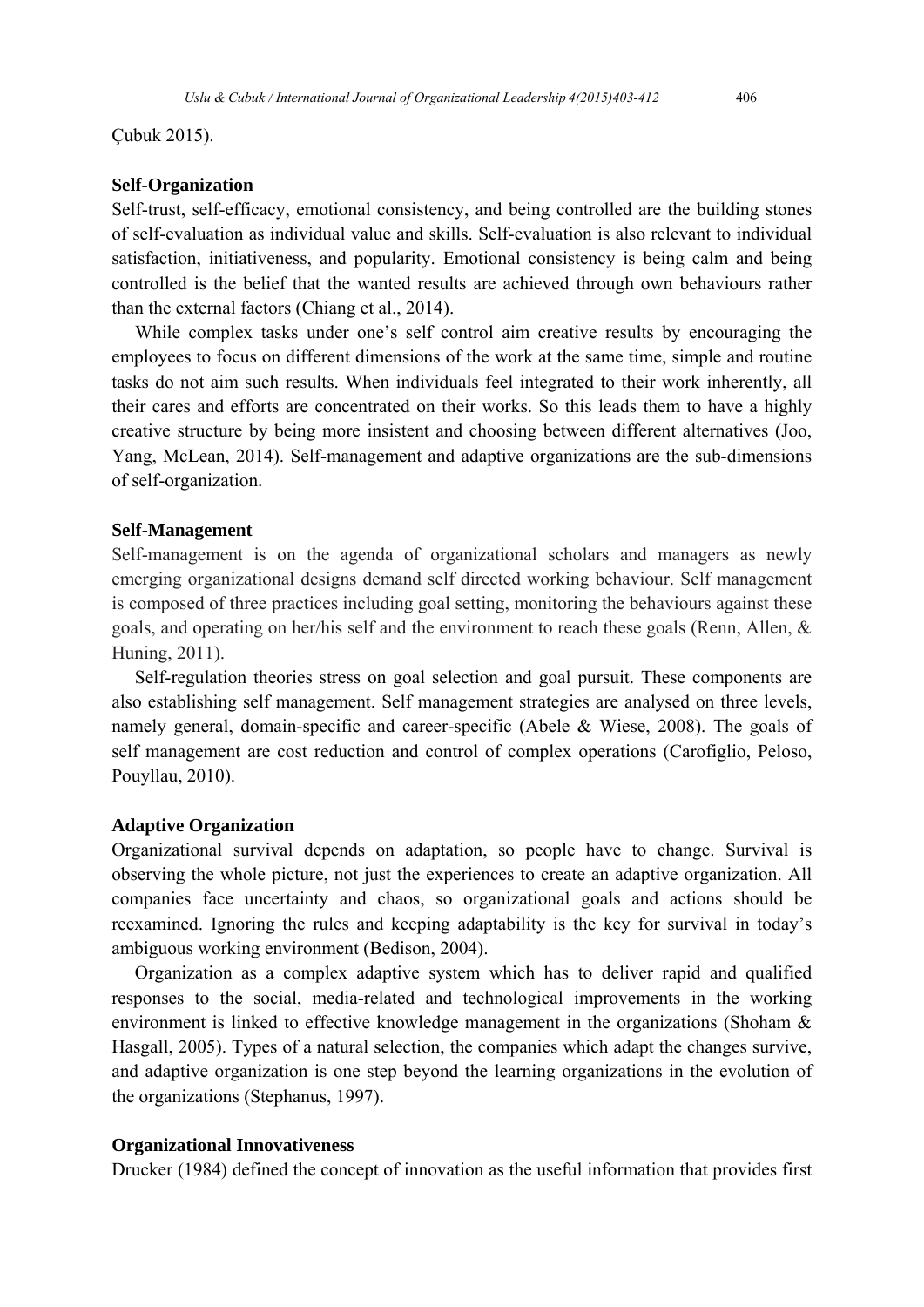Çubuk 2015).

## Self-Organization

Self-trust, self-efficacy, emotional consistency, and being controlled are the building stones of self-evaluation as individual value and skills. Self-evaluation is also relevant to individual satisfaction, initiativeness, and popularity. Emotional consistency is being calm and being controlled is the belief that the wanted results are achieved through own behaviours rather than the external factors (Chiang et al., 2014).

While complex tasks under one's self control aim creative results by encouraging the employees to focus on different dimensions of the work at the same time, simple and routine tasks do not aim such results. When individuals feel integrated to their work inherently, all their cares and efforts are concentrated on their works. So this leads them to have a highly creative structure by being more insistent and choosing between different alternatives (Joo, Yang, McLean, 2014). Self-management and adaptive organizations are the sub-dimensions of self-organization.

## Self-Management

Self-management is on the agenda of organizational scholars and managers as newly emerging organizational designs demand self directed working behaviour. Self management is composed of three practices including goal setting, monitoring the behaviours against these goals, and operating on her/his self and the environment to reach these goals (Renn, Allen, & Huning, 2011).

Self-regulation theories stress on goal selection and goal pursuit. These components are also establishing self management. Self management strategies are analysed on three levels, namely general, domain-specific and career-specific (Abele & Wiese, 2008). The goals of self management are cost reduction and control of complex operations (Carofiglio, Peloso, Pouyllau, 2010).

## Adaptive Organization

Organizational survival depends on adaptation, so people have to change. Survival is observing the whole picture, not just the experiences to create an adaptive organization. All companies face uncertainty and chaos, so organizational goals and actions should be reexamined. Ignoring the rules and keeping adaptability is the key for survival in today's ambiguous working environment (Bedison, 2004).

Organization as a complex adaptive system which has to deliver rapid and qualified responses to the social, media-related and technological improvements in the working environment is linked to effective knowledge management in the organizations (Shoham & Hasgall, 2005). Types of a natural selection, the companies which adapt the changes survive, and adaptive organization is one step beyond the learning organizations in the evolution of the organizations (Stephanus, 1997).

## Organizational Innovativeness

Drucker (1984) defined the concept of innovation as the useful information that provides first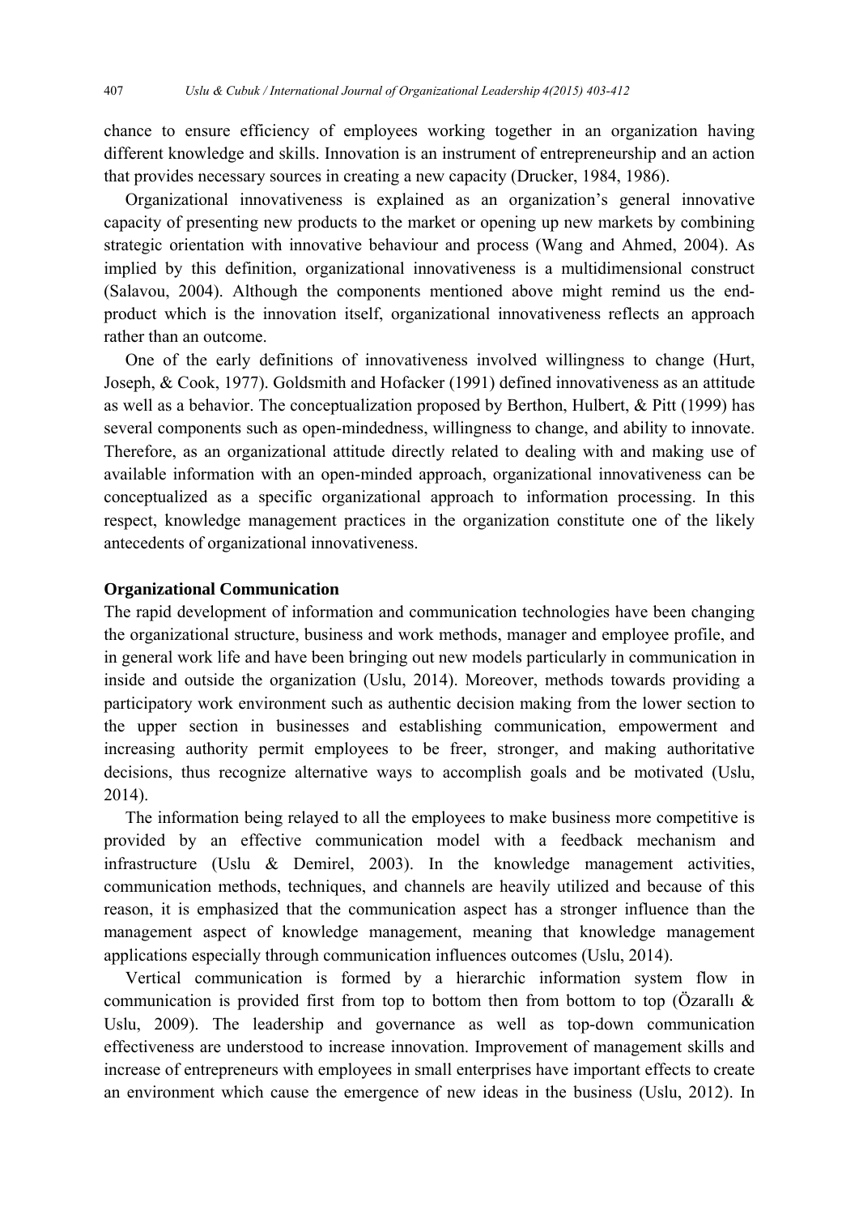chance to ensure efficiency of employees working together in an organization having different knowledge and skills. Innovation is an instrument of entrepreneurship and an action that provides necessary sources in creating a new capacity (Drucker, 1984, 1986).

Organizational innovativeness is explained as an organization's general innovative capacity of presenting new products to the market or opening up new markets by combining strategic orientation with innovative behaviour and process (Wang and Ahmed, 2004). As implied by this definition, organizational innovativeness is a multidimensional construct (Salavou, 2004). Although the components mentioned above might remind us the end-product which is the innovation itself, organizational innovativeness reflects an approach rather than an outcome.

One of the early definitions of innovativeness involved willingness to change (Hurt, Joseph, & Cook, 1977). Goldsmith and Hofacker (1991) defined innovativeness as an attitude as well as a behavior. The conceptualization proposed by Berthon, Hulbert, & Pitt (1999) has several components such as open-mindedness, willingness to change, and ability to innovate. Therefore, as an organizational attitude directly related to dealing with and making use of available information with an open-minded approach, organizational innovativeness can be conceptualized as a specific organizational approach to information processing. In this respect, knowledge management practices in the organization constitute one of the likely antecedents of organizational innovativeness.

## Organizational Communication

The rapid development of information and communication technologies have been changing the organizational structure, business and work methods, manager and employee profile, and in general work life and have been bringing out new models particularly in communication in inside and outside the organization (Uslu, 2014). Moreover, methods towards providing a participatory work environment such as authentic decision making from the lower section to the upper section in businesses and establishing communication, empowerment and increasing authority permit employees to be freer, stronger, and making authoritative decisions, thus recognize alternative ways to accomplish goals and be motivated (Uslu, 2014).

The information being relayed to all the employees to make business more competitive is provided by an effective communication model with a feedback mechanism and infrastructure (Uslu & Demirel, 2003). In the knowledge management activities, communication methods, techniques, and channels are heavily utilized and because of this reason, it is emphasized that the communication aspect has a stronger influence than the management aspect of knowledge management, meaning that knowledge management applications especially through communication influences outcomes (Uslu, 2014).

Vertical communication is formed by a hierarchic information system flow in communication is provided first from top to bottom then from bottom to top (Özarallı & Uslu, 2009). The leadership and governance as well as top-down communication effectiveness are understood to increase innovation. Improvement of management skills and increase of entrepreneurs with employees in small enterprises have important effects to create an environment which cause the emergence of new ideas in the business (Uslu, 2012). In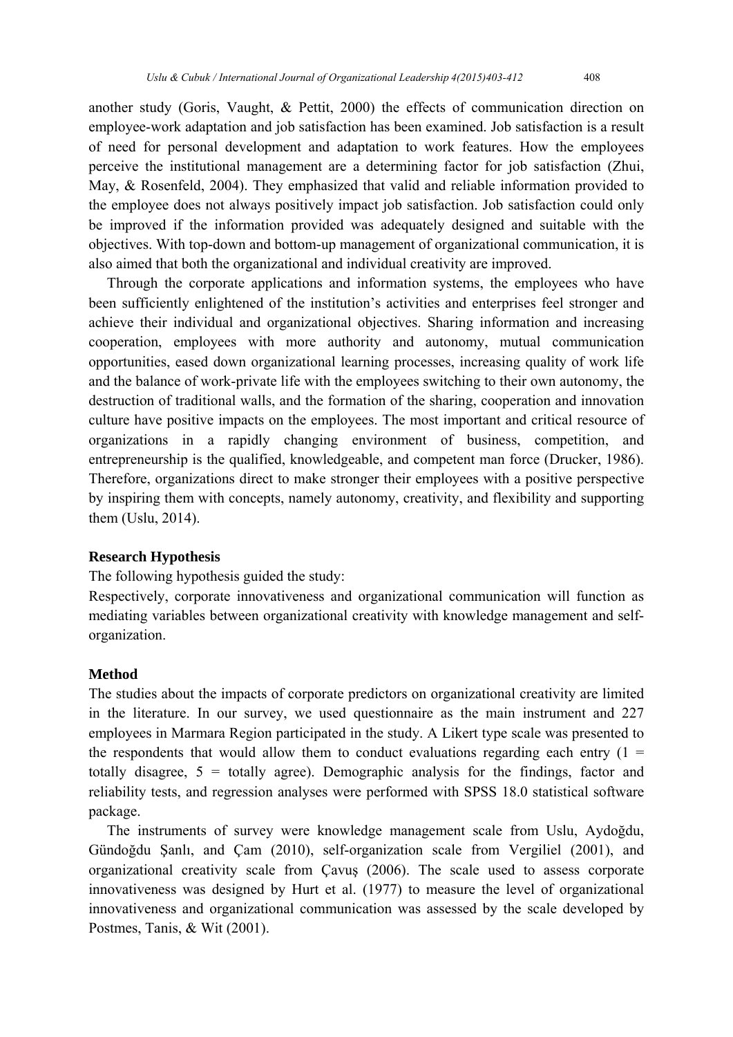another study (Goris, Vaught, & Pettit, 2000) the effects of communication direction on employee-work adaptation and job satisfaction has been examined. Job satisfaction is a result of need for personal development and adaptation to work features. How the employees perceive the institutional management are a determining factor for job satisfaction (Zhui, May, & Rosenfeld, 2004). They emphasized that valid and reliable information provided to the employee does not always positively impact job satisfaction. Job satisfaction could only be improved if the information provided was adequately designed and suitable with the objectives. With top-down and bottom-up management of organizational communication, it is also aimed that both the organizational and individual creativity are improved.

Through the corporate applications and information systems, the employees who have been sufficiently enlightened of the institution's activities and enterprises feel stronger and achieve their individual and organizational objectives. Sharing information and increasing cooperation, employees with more authority and autonomy, mutual communication opportunities, eased down organizational learning processes, increasing quality of work life and the balance of work-private life with the employees switching to their own autonomy, the destruction of traditional walls, and the formation of the sharing, cooperation and innovation culture have positive impacts on the employees. The most important and critical resource of organizations in a rapidly changing environment of business, competition, and entrepreneurship is the qualified, knowledgeable, and competent man force (Drucker, 1986). Therefore, organizations direct to make stronger their employees with a positive perspective by inspiring them with concepts, namely autonomy, creativity, and flexibility and supporting them (Uslu, 2014).

## Research Hypothesis

The following hypothesis guided the study:

Respectively, corporate innovativeness and organizational communication will function as mediating variables between organizational creativity with knowledge management and self-organization.

## Method

The studies about the impacts of corporate predictors on organizational creativity are limited in the literature. In our survey, we used questionnaire as the main instrument and 227 employees in Marmara Region participated in the study. A Likert type scale was presented to the respondents that would allow them to conduct evaluations regarding each entry (1 = totally disagree, 5 = totally agree). Demographic analysis for the findings, factor and reliability tests, and regression analyses were performed with SPSS 18.0 statistical software package.

The instruments of survey were knowledge management scale from Uslu, Aydoğdu, Gündoğdu Şanlı, and Çam (2010), self-organization scale from Vergiliel (2001), and organizational creativity scale from Çavuş (2006). The scale used to assess corporate innovativeness was designed by Hurt et al. (1977) to measure the level of organizational innovativeness and organizational communication was assessed by the scale developed by Postmes, Tanis, & Wit (2001).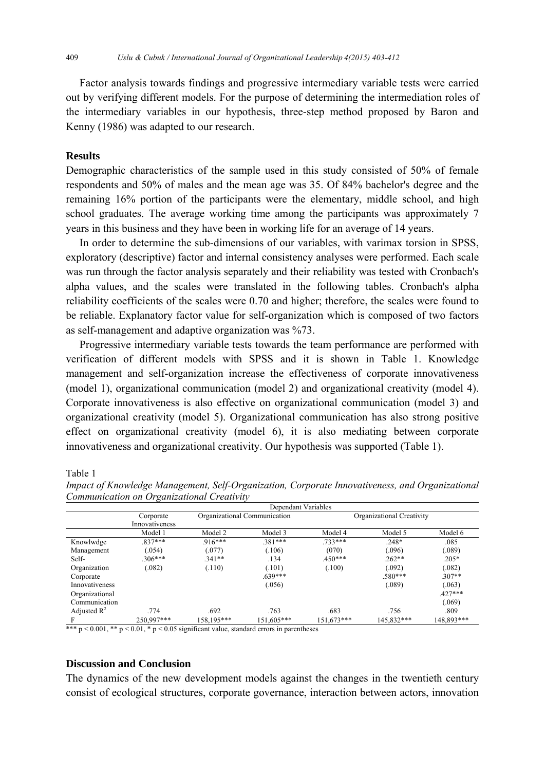Factor analysis towards findings and progressive intermediary variable tests were carried out by verifying different models. For the purpose of determining the intermediation roles of the intermediary variables in our hypothesis, three-step method proposed by Baron and Kenny (1986) was adapted to our research.

## Results

Demographic characteristics of the sample used in this study consisted of 50% of female respondents and 50% of males and the mean age was 35. Of 84% bachelor's degree and the remaining 16% portion of the participants were the elementary, middle school, and high school graduates. The average working time among the participants was approximately 7 years in this business and they have been in working life for an average of 14 years.

In order to determine the sub-dimensions of our variables, with varimax torsion in SPSS, exploratory (descriptive) factor and internal consistency analyses were performed. Each scale was run through the factor analysis separately and their reliability was tested with Cronbach's alpha values, and the scales were translated in the following tables. Cronbach's alpha reliability coefficients of the scales were 0.70 and higher; therefore, the scales were found to be reliable. Explanatory factor value for self-organization which is composed of two factors as self-management and adaptive organization was %73.

Progressive intermediary variable tests towards the team performance are performed with verification of different models with SPSS and it is shown in Table 1. Knowledge management and self-organization increase the effectiveness of corporate innovativeness (model 1), organizational communication (model 2) and organizational creativity (model 4). Corporate innovativeness is also effective on organizational communication (model 3) and organizational creativity (model 5). Organizational communication has also strong positive effect on organizational creativity (model 6), it is also mediating between corporate innovativeness and organizational creativity. Our hypothesis was supported (Table 1).

Table 1

*Impact of Knowledge Management, Self-Organization, Corporate Innovativeness, and Organizational Communication on Organizational Creativity*

| | Dependant Variables | | | | | |
|---|---|---|---|---|---|---|
| | Corporate Innovativeness | Organizational Communication | | Organizational Creativity | | |
| | Model 1 | Model 2 | Model 3 | Model 4 | Model 5 | Model 6 |
| Knowlwdge Management | .837*** (.054) | .916*** (.077) | .381*** (.106) | .733*** (070) | .248* (.096) | .085 (.089) |
| Self-Organization | .306*** (.082) | .341** (.110) | .134 (.101) | .450*** (.100) | .262** (.092) | .205* (.082) |
| Corporate Innovativeness | | | .639*** (.056) | | .580*** (.089) | .307** (.063) |
| Organizational Communication | | | | | | .427*** (.069) |
| Adjusted $R^2$ | .774 | .692 | .763 | .683 | .756 | .809 |
| F | 250,997*** | 158,195*** | 151,605*** | 151,673*** | 145,832*** | 148,893*** |

*** $p < 0.001$, ** $p < 0.01$, * $p < 0.05$ significant value, standard errors in parentheses

## Discussion and Conclusion

The dynamics of the new development models against the changes in the twentieth century consist of ecological structures, corporate governance, interaction between actors, innovation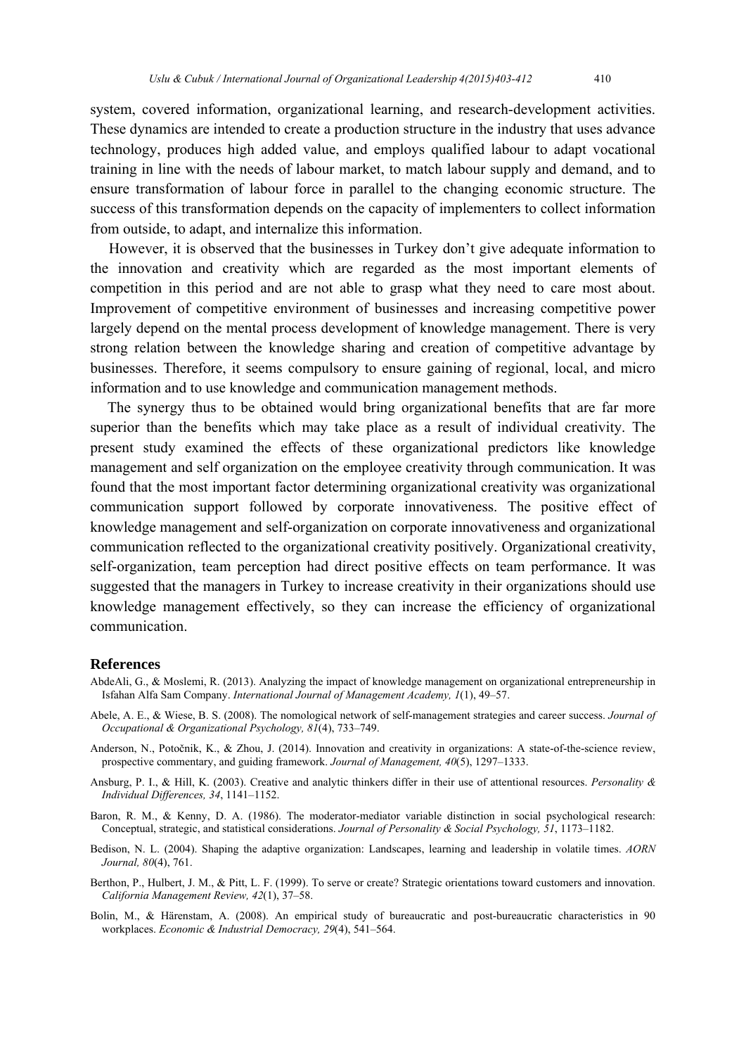system, covered information, organizational learning, and research-development activities. These dynamics are intended to create a production structure in the industry that uses advance technology, produces high added value, and employs qualified labour to adapt vocational training in line with the needs of labour market, to match labour supply and demand, and to ensure transformation of labour force in parallel to the changing economic structure. The success of this transformation depends on the capacity of implementers to collect information from outside, to adapt, and internalize this information.

However, it is observed that the businesses in Turkey don't give adequate information to the innovation and creativity which are regarded as the most important elements of competition in this period and are not able to grasp what they need to care most about. Improvement of competitive environment of businesses and increasing competitive power largely depend on the mental process development of knowledge management. There is very strong relation between the knowledge sharing and creation of competitive advantage by businesses. Therefore, it seems compulsory to ensure gaining of regional, local, and micro information and to use knowledge and communication management methods.

The synergy thus to be obtained would bring organizational benefits that are far more superior than the benefits which may take place as a result of individual creativity. The present study examined the effects of these organizational predictors like knowledge management and self organization on the employee creativity through communication. It was found that the most important factor determining organizational creativity was organizational communication support followed by corporate innovativeness. The positive effect of knowledge management and self-organization on corporate innovativeness and organizational communication reflected to the organizational creativity positively. Organizational creativity, self-organization, team perception had direct positive effects on team performance. It was suggested that the managers in Turkey to increase creativity in their organizations should use knowledge management effectively, so they can increase the efficiency of organizational communication.

## References

AbdeAli, G., & Moslemi, R. (2013). Analyzing the impact of knowledge management on organizational entrepreneurship in Isfahan Alfa Sam Company. *International Journal of Management Academy, 1*(1), 49–57.

Abele, A. E., & Wiese, B. S. (2008). The nomological network of self-management strategies and career success. *Journal of Occupational & Organizational Psychology, 81*(4), 733–749.

Anderson, N., Potočnik, K., & Zhou, J. (2014). Innovation and creativity in organizations: A state-of-the-science review, prospective commentary, and guiding framework. *Journal of Management, 40*(5), 1297–1333.

Ansburg, P. I., & Hill, K. (2003). Creative and analytic thinkers differ in their use of attentional resources. *Personality & Individual Differences, 34*, 1141–1152.

Baron, R. M., & Kenny, D. A. (1986). The moderator-mediator variable distinction in social psychological research: Conceptual, strategic, and statistical considerations. *Journal of Personality & Social Psychology, 51*, 1173–1182.

Bedison, N. L. (2004). Shaping the adaptive organization: Landscapes, learning and leadership in volatile times. *AORN Journal, 80*(4), 761.

Berthon, P., Hulbert, J. M., & Pitt, L. F. (1999). To serve or create? Strategic orientations toward customers and innovation. *California Management Review, 42*(1), 37–58.

Bolin, M., & Härenstam, A. (2008). An empirical study of bureaucratic and post-bureaucratic characteristics in 90 workplaces. *Economic & Industrial Democracy, 29*(4), 541–564.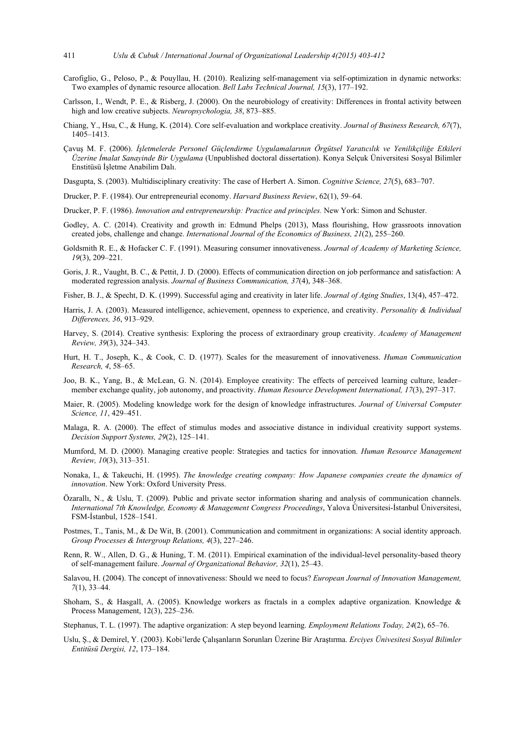Carofiglio, G., Peloso, P., & Pouyllau, H. (2010). Realizing self-management via self-optimization in dynamic networks: Two examples of dynamic resource allocation. *Bell Labs Technical Journal, 15*(3), 177–192.

Carlsson, I., Wendt, P. E., & Risberg, J. (2000). On the neurobiology of creativity: Differences in frontal activity between high and low creative subjects. *Neuropsychologia, 38*, 873–885.

Chiang, Y., Hsu, C., & Hung, K. (2014). Core self-evaluation and workplace creativity. *Journal of Business Research, 67*(7), 1405–1413.

Çavuş M. F. (2006). *İşletmelerde Personel Güçlendirme Uygulamalarının Örgütsel Yaratıcılık ve Yenilikçiliğe Etkileri Üzerine İmalat Sanayinde Bir Uygulama* (Unpublished doctoral dissertation). Konya Selçuk Üniversitesi Sosyal Bilimler Enstitüsü İşletme Anabilim Dalı.

Dasgupta, S. (2003). Multidisciplinary creativity: The case of Herbert A. Simon. *Cognitive Science, 27*(5), 683–707.

Drucker, P. F. (1984). Our entrepreneurial economy. *Harvard Business Review*, 62(1), 59–64.

Drucker, P. F. (1986). *Innovation and entrepreneurship: Practice and principles.* New York: Simon and Schuster.

Godley, A. C. (2014). Creativity and growth in: Edmund Phelps (2013), Mass flourishing, How grassroots innovation created jobs, challenge and change. *International Journal of the Economics of Business, 21*(2), 255–260.

Goldsmith R. E., & Hofacker C. F. (1991). Measuring consumer innovativeness. *Journal of Academy of Marketing Science, 19*(3), 209–221.

Goris, J. R., Vaught, B. C., & Pettit, J. D. (2000). Effects of communication direction on job performance and satisfaction: A moderated regression analysis. *Journal of Business Communication, 37*(4), 348–368.

Fisher, B. J., & Specht, D. K. (1999). Successful aging and creativity in later life. *Journal of Aging Studies*, 13(4), 457–472.

Harris, J. A. (2003). Measured intelligence, achievement, openness to experience, and creativity. *Personality & Individual Differences, 36*, 913–929.

Harvey, S. (2014). Creative synthesis: Exploring the process of extraordinary group creativity. *Academy of Management Review, 39*(3), 324–343.

Hurt, H. T., Joseph, K., & Cook, C. D. (1977). Scales for the measurement of innovativeness. *Human Communication Research, 4*, 58–65.

Joo, B. K., Yang, B., & McLean, G. N. (2014). Employee creativity: The effects of perceived learning culture, leader–member exchange quality, job autonomy, and proactivity. *Human Resource Development International, 17*(3), 297–317.

Maier, R. (2005). Modeling knowledge work for the design of knowledge infrastructures. *Journal of Universal Computer Science, 11*, 429–451.

Malaga, R. A. (2000). The effect of stimulus modes and associative distance in individual creativity support systems. *Decision Support Systems, 29*(2), 125–141.

Mumford, M. D. (2000). Managing creative people: Strategies and tactics for innovation. *Human Resource Management Review, 10*(3), 313–351.

Nonaka, I., & Takeuchi, H. (1995). *The knowledge creating company: How Japanese companies create the dynamics of innovation*. New York: Oxford University Press.

Özarallı, N., & Uslu, T. (2009). Public and private sector information sharing and analysis of communication channels. *International 7th Knowledge, Economy & Management Congress Proceedings*, Yalova Üniversitesi-İstanbul Üniversitesi, FSM-İstanbul, 1528–1541.

Postmes, T., Tanis, M., & De Wit, B. (2001). Communication and commitment in organizations: A social identity approach. *Group Processes & Intergroup Relations, 4*(3), 227–246.

Renn, R. W., Allen, D. G., & Huning, T. M. (2011). Empirical examination of the individual-level personality-based theory of self-management failure. *Journal of Organizational Behavior, 32*(1), 25–43.

Salavou, H. (2004). The concept of innovativeness: Should we need to focus? *European Journal of Innovation Management, 7*(1), 33–44.

Shoham, S., & Hasgall, A. (2005). Knowledge workers as fractals in a complex adaptive organization. Knowledge & Process Management, 12(3), 225–236.

Stephanus, T. L. (1997). The adaptive organization: A step beyond learning. *Employment Relations Today, 24*(2), 65–76.

Uslu, Ş., & Demirel, Y. (2003). Kobi'lerde Çalışanların Sorunları Üzerine Bir Araştırma. *Erciyes Ünivesitesi Sosyal Bilimler Entitüsü Dergisi, 12*, 173–184.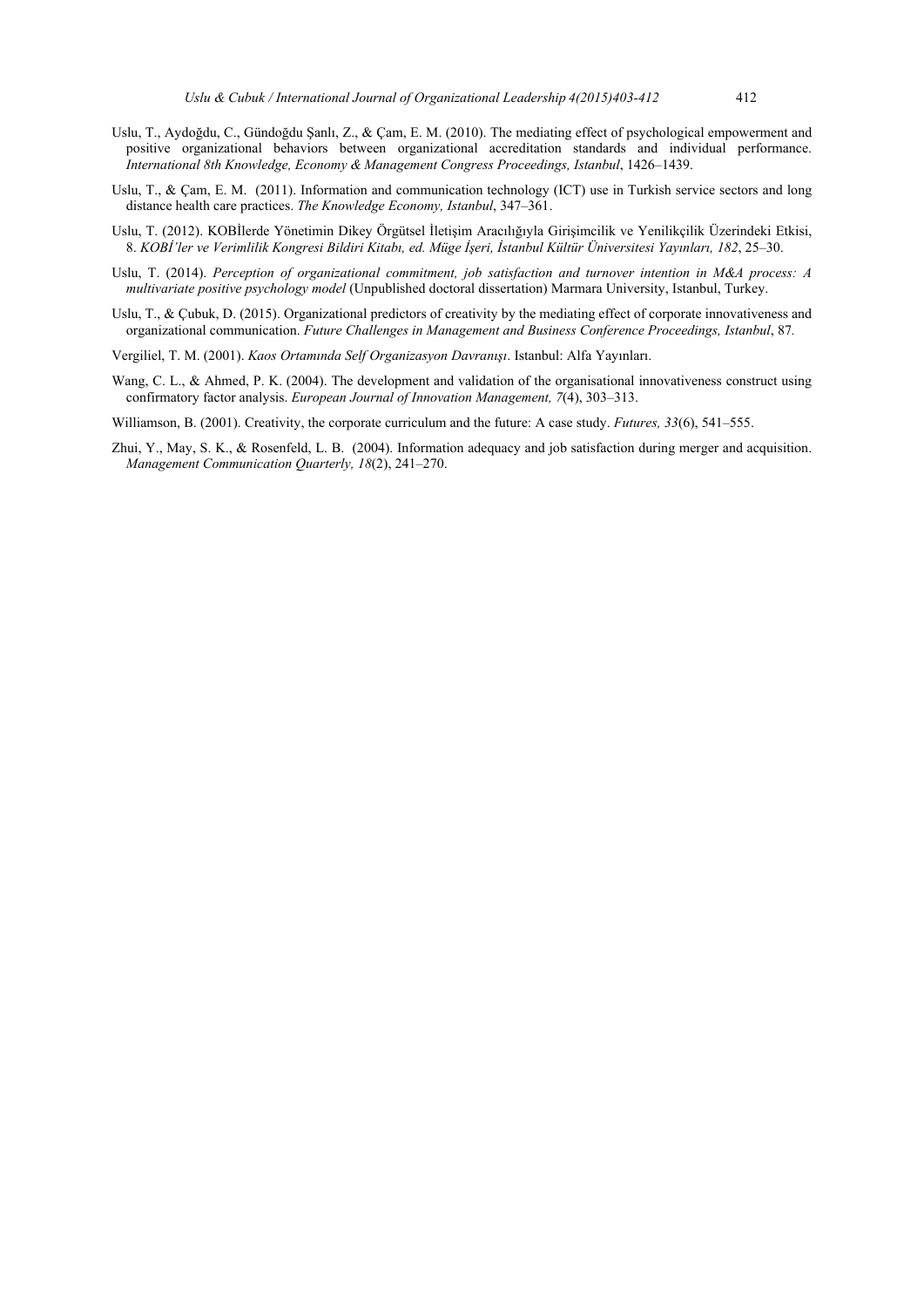Uslu, T., Aydoğdu, C., Gündoğdu Şanlı, Z., & Çam, E. M. (2010). The mediating effect of psychological empowerment and positive organizational behaviors between organizational accreditation standards and individual performance. *International 8th Knowledge, Economy & Management Congress Proceedings, Istanbul*, 1426–1439.

Uslu, T., & Çam, E. M. (2011). Information and communication technology (ICT) use in Turkish service sectors and long distance health care practices. *The Knowledge Economy, Istanbul*, 347–361.

Uslu, T. (2012). KOBİlerde Yönetimin Dikey Örgütsel İletişim Aracılığıyla Girişimcilik ve Yenilikçilik Üzerindeki Etkisi, 8. *KOBİ'ler ve Verimlilik Kongresi Bildiri Kitabı, ed. Müge İşeri, İstanbul Kültür Üniversitesi Yayınları, 182*, 25–30.

Uslu, T. (2014). *Perception of organizational commitment, job satisfaction and turnover intention in M&A process: A multivariate positive psychology model* (Unpublished doctoral dissertation) Marmara University, Istanbul, Turkey.

Uslu, T., & Çubuk, D. (2015). Organizational predictors of creativity by the mediating effect of corporate innovativeness and organizational communication. *Future Challenges in Management and Business Conference Proceedings, Istanbul*, 87.

Vergiliel, T. M. (2001). *Kaos Ortamında Self Organizasyon Davranışı*. Istanbul: Alfa Yayınları.

Wang, C. L., & Ahmed, P. K. (2004). The development and validation of the organisational innovativeness construct using confirmatory factor analysis. *European Journal of Innovation Management, 7*(4), 303–313.

Williamson, B. (2001). Creativity, the corporate curriculum and the future: A case study. *Futures, 33*(6), 541–555.

Zhui, Y., May, S. K., & Rosenfeld, L. B. (2004). Information adequacy and job satisfaction during merger and acquisition. *Management Communication Quarterly, 18*(2), 241–270.